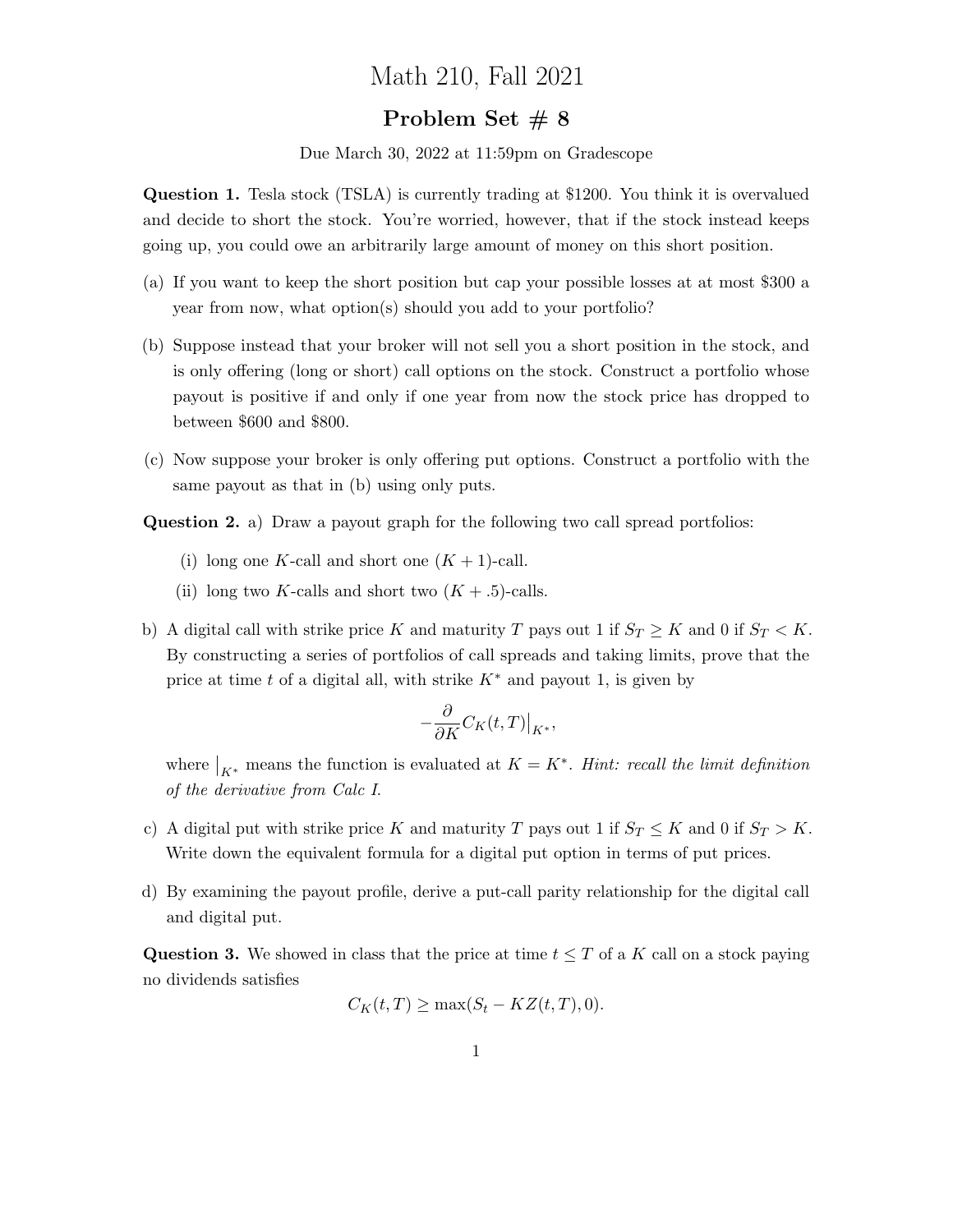# Math 210, Fall 2021

## Problem Set # 8

Due March 30, 2022 at 11:59pm on Gradescope

**Question 1.** Tesla stock (TSLA) is currently trading at \$1200. You think it is overvalued and decide to short the stock. You're worried, however, that if the stock instead keeps going up, you could owe an arbitrarily large amount of money on this short position.

(a) If you want to keep the short position but cap your possible losses at at most \$300 a year from now, what option(s) should you add to your portfolio?

(b) Suppose instead that your broker will not sell you a short position in the stock, and is only offering (long or short) call options on the stock. Construct a portfolio whose payout is positive if and only if one year from now the stock price has dropped to between \$600 and \$800.

(c) Now suppose your broker is only offering put options. Construct a portfolio with the same payout as that in (b) using only puts.

**Question 2.** a) Draw a payout graph for the following two call spread portfolios:

(i) long one $K$-call and short one $(K+1)$-call.

(ii) long two $K$-calls and short two $(K+.5)$-calls.

b) A digital call with strike price $K$ and maturity $T$ pays out 1 if $S_T \geq K$ and 0 if $S_T < K$. By constructing a series of portfolios of call spreads and taking limits, prove that the price at time $t$ of a digital all, with strike $K^*$ and payout 1, is given by

$$-\frac{\partial}{\partial K} C_K(t,T)\big|_{K^*},$$

where $\big|_{K^*}$ means the function is evaluated at $K = K^*$. *Hint: recall the limit definition of the derivative from Calc I.*

c) A digital put with strike price $K$ and maturity $T$ pays out 1 if $S_T \leq K$ and 0 if $S_T > K$. Write down the equivalent formula for a digital put option in terms of put prices.

d) By examining the payout profile, derive a put-call parity relationship for the digital call and digital put.

**Question 3.** We showed in class that the price at time $t \leq T$ of a $K$ call on a stock paying no dividends satisfies

$$C_K(t,T) \geq \max(S_t - KZ(t,T), 0).$$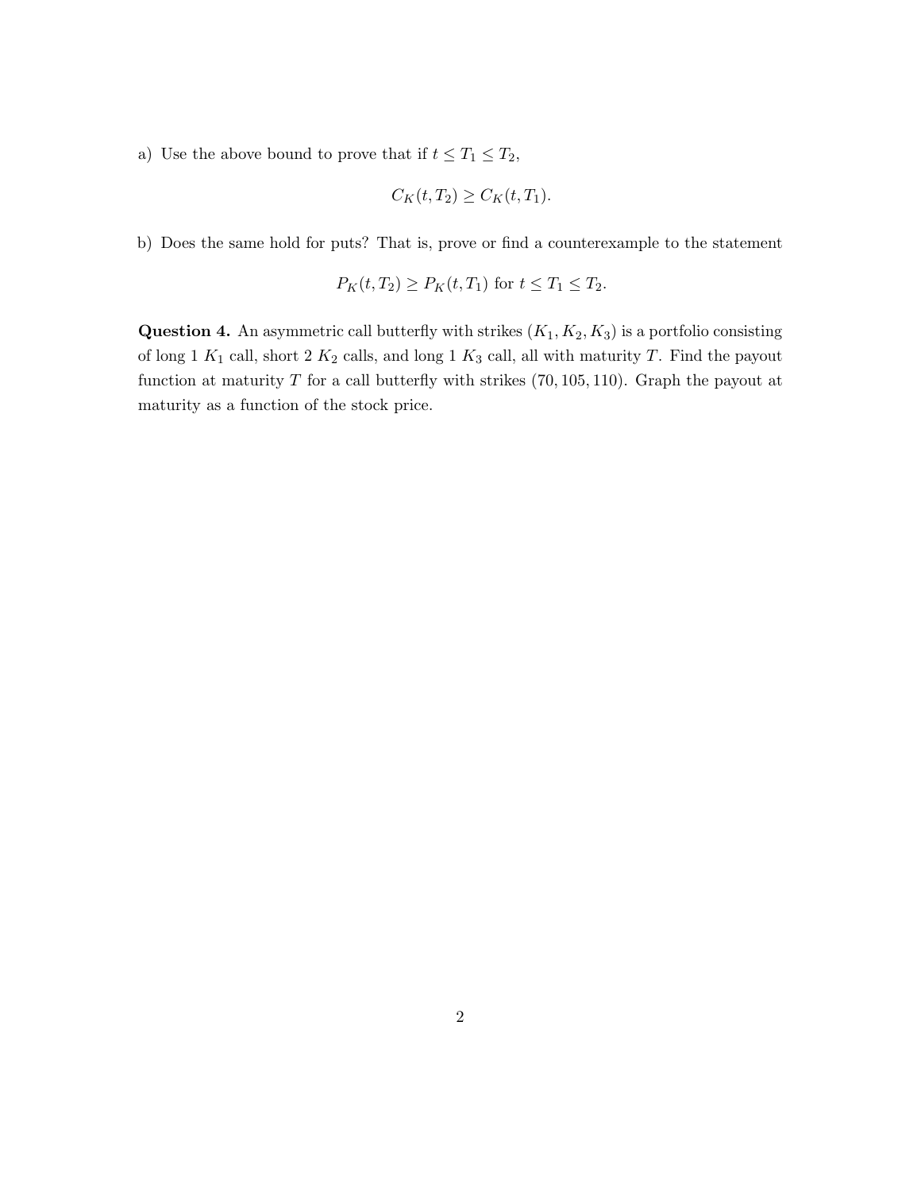a) Use the above bound to prove that if $t \leq T_1 \leq T_2$,

$$C_K(t, T_2) \geq C_K(t, T_1).$$

b) Does the same hold for puts? That is, prove or find a counterexample to the statement

$$P_K(t, T_2) \geq P_K(t, T_1) \text{ for } t \leq T_1 \leq T_2.$$

**Question 4.** An asymmetric call butterfly with strikes $(K_1, K_2, K_3)$ is a portfolio consisting of long 1 $K_1$ call, short 2 $K_2$ calls, and long 1 $K_3$ call, all with maturity $T$. Find the payout function at maturity $T$ for a call butterfly with strikes $(70, 105, 110)$. Graph the payout at maturity as a function of the stock price.